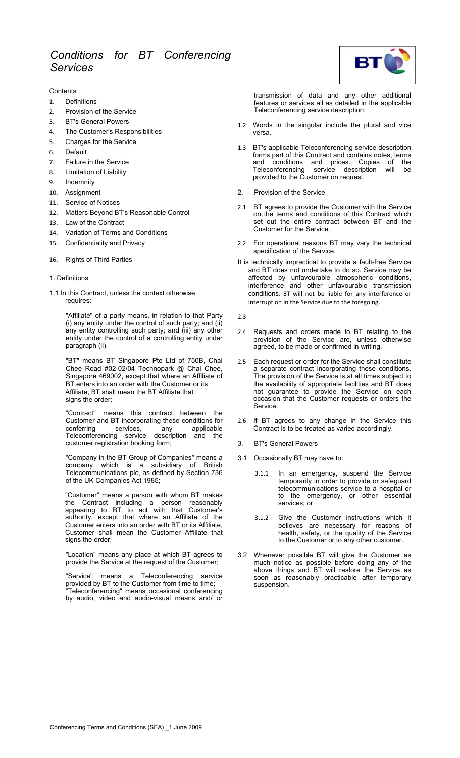# *Conditions for BT Conferencing Services*

Contents

1. Definitions
2. Provision of the Service
3. BT's General Powers
4. The Customer's Responsibilities
5. Charges for the Service
6. Default
7. Failure in the Service
8. Limitation of Liability
9. Indemnity
10. Assignment
11. Service of Notices
12. Matters Beyond BT's Reasonable Control
13. Law of the Contract
14. Variation of Terms and Conditions
15. Confidentiality and Privacy
16. Rights of Third Parties

## 1. Definitions

1.1 In this Contract, unless the context otherwise requires:

"Affiliate" of a party means, in relation to that Party (i) any entity under the control of such party; and (ii) any entity controlling such party; and (iii) any other entity under the control of a controlling entity under paragraph (ii).

"BT" means BT Singapore Pte Ltd of 750B, Chai Chee Road #02-02/04 Technopark @ Chai Chee, Singapore 469002, except that where an Affiliate of BT enters into an order with the Customer or its Affiliate, BT shall mean the BT Affiliate that signs the order;

"Contract" means this contract between the Customer and BT incorporating these conditions for conferring services, any applicable Teleconferencing service description and the customer registration booking form;

"Company in the BT Group of Companies" means a company which is a subsidiary of British Telecommunications plc, as defined by Section 736 of the UK Companies Act 1985;

"Customer" means a person with whom BT makes the Contract including a person reasonably appearing to BT to act with that Customer's authority, except that where an Affiliate of the Customer enters into an order with BT or its Affiliate, Customer shall mean the Customer Affiliate that signs the order;

"Location" means any place at which BT agrees to provide the Service at the request of the Customer;

"Service" means a Teleconferencing service provided by BT to the Customer from time to time;

"Teleconferencing" means occasional conferencing by audio, video and audio-visual means and/ or transmission of data and any other additional features or services all as detailed in the applicable Teleconferencing service description;

1.2 Words in the singular include the plural and vice versa.

1.3 BT's applicable Teleconferencing service description forms part of this Contract and contains notes, terms and conditions and prices. Copies of the Teleconferencing service description will be provided to the Customer on request.

## 2. Provision of the Service

2.1 BT agrees to provide the Customer with the Service on the terms and conditions of this Contract which set out the entire contract between BT and the Customer for the Service.

2.2 For operational reasons BT may vary the technical specification of the Service.

It is technically impractical to provide a fault-free Service and BT does not undertake to do so. Service may be affected by unfavourable atmospheric conditions, interference and other unfavourable transmission conditions. BT will not be liable for any interference or interruption in the Service due to the foregoing.

2.3

2.4 Requests and orders made to BT relating to the provision of the Service are, unless otherwise agreed, to be made or confirmed in writing.

2.5 Each request or order for the Service shall constitute a separate contract incorporating these conditions. The provision of the Service is at all times subject to the availability of appropriate facilities and BT does not guarantee to provide the Service on each occasion that the Customer requests or orders the Service.

2.6 If BT agrees to any change in the Service this Contract is to be treated as varied accordingly.

## 3. BT's General Powers

3.1 Occasionally BT may have to:

3.1.1 In an emergency, suspend the Service temporarily in order to provide or safeguard telecommunications service to a hospital or to the emergency, or other essential services; or

3.1.2 Give the Customer instructions which it believes are necessary for reasons of health, safety, or the quality of the Service to the Customer or to any other customer.

3.2 Whenever possible BT will give the Customer as much notice as possible before doing any of the above things and BT will restore the Service as soon as reasonably practicable after temporary suspension.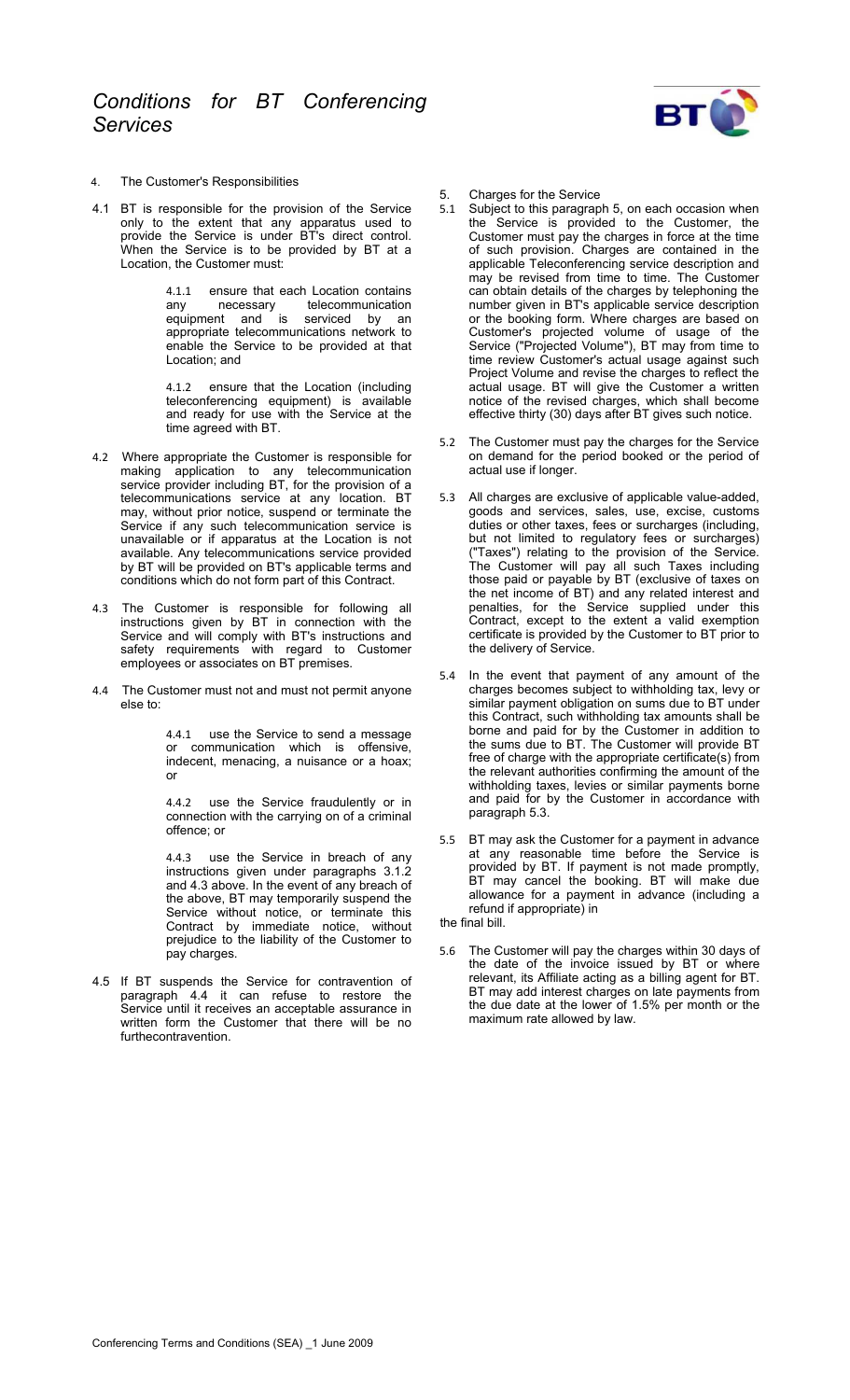4. The Customer's Responsibilities

4.1 BT is responsible for the provision of the Service only to the extent that any apparatus used to provide the Service is under BT's direct control. When the Service is to be provided by BT at a Location, the Customer must:

4.1.1 ensure that each Location contains any necessary telecommunication equipment and is serviced by an appropriate telecommunications network to enable the Service to be provided at that Location; and

4.1.2 ensure that the Location (including teleconferencing equipment) is available and ready for use with the Service at the time agreed with BT.

4.2 Where appropriate the Customer is responsible for making application to any telecommunication service provider including BT, for the provision of a telecommunications service at any location. BT may, without prior notice, suspend or terminate the Service if any such telecommunication service is unavailable or if apparatus at the Location is not available. Any telecommunications service provided by BT will be provided on BT's applicable terms and conditions which do not form part of this Contract.

4.3 The Customer is responsible for following all instructions given by BT in connection with the Service and will comply with BT's instructions and safety requirements with regard to Customer employees or associates on BT premises.

4.4 The Customer must not and must not permit anyone else to:

4.4.1 use the Service to send a message or communication which is offensive, indecent, menacing, a nuisance or a hoax; or

4.4.2 use the Service fraudulently or in connection with the carrying on of a criminal offence; or

4.4.3 use the Service in breach of any instructions given under paragraphs 3.1.2 and 4.3 above. In the event of any breach of the above, BT may temporarily suspend the Service without notice, or terminate this Contract by immediate notice, without prejudice to the liability of the Customer to pay charges.

4.5 If BT suspends the Service for contravention of paragraph 4.4 it can refuse to restore the Service until it receives an acceptable assurance in written form the Customer that there will be no furthecontravention.

5. Charges for the Service

5.1 Subject to this paragraph 5, on each occasion when the Service is provided to the Customer, the Customer must pay the charges in force at the time of such provision. Charges are contained in the applicable Teleconferencing service description and may be revised from time to time. The Customer can obtain details of the charges by telephoning the number given in BT's applicable service description or the booking form. Where charges are based on Customer's projected volume of usage of the Service ("Projected Volume"), BT may from time to time review Customer's actual usage against such Project Volume and revise the charges to reflect the actual usage. BT will give the Customer a written notice of the revised charges, which shall become effective thirty (30) days after BT gives such notice.

5.2 The Customer must pay the charges for the Service on demand for the period booked or the period of actual use if longer.

5.3 All charges are exclusive of applicable value-added, goods and services, sales, use, excise, customs duties or other taxes, fees or surcharges (including, but not limited to regulatory fees or surcharges) ("Taxes") relating to the provision of the Service. The Customer will pay all such Taxes including those paid or payable by BT (exclusive of taxes on the net income of BT) and any related interest and penalties, for the Service supplied under this Contract, except to the extent a valid exemption certificate is provided by the Customer to BT prior to the delivery of Service.

5.4 In the event that payment of any amount of the charges becomes subject to withholding tax, levy or similar payment obligation on sums due to BT under this Contract, such withholding tax amounts shall be borne and paid for by the Customer in addition to the sums due to BT. The Customer will provide BT free of charge with the appropriate certificate(s) from the relevant authorities confirming the amount of the withholding taxes, levies or similar payments borne and paid for by the Customer in accordance with paragraph 5.3.

5.5 BT may ask the Customer for a payment in advance at any reasonable time before the Service is provided by BT. If payment is not made promptly, BT may cancel the booking. BT will make due allowance for a payment in advance (including a refund if appropriate) in the final bill.

5.6 The Customer will pay the charges within 30 days of the date of the invoice issued by BT or where relevant, its Affiliate acting as a billing agent for BT. BT may add interest charges on late payments from the due date at the lower of 1.5% per month or the maximum rate allowed by law.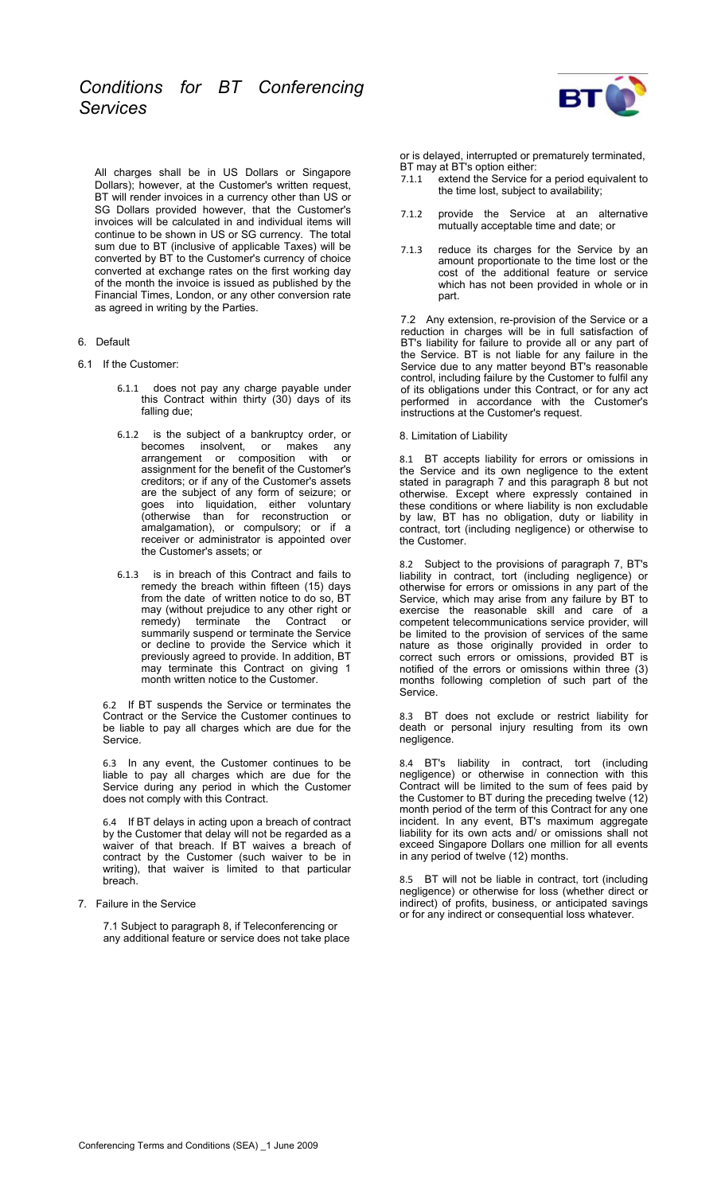All charges shall be in US Dollars or Singapore Dollars); however, at the Customer's written request, BT will render invoices in a currency other than US or SG Dollars provided however, that the Customer's invoices will be calculated in and individual items will continue to be shown in US or SG currency. The total sum due to BT (inclusive of applicable Taxes) will be converted by BT to the Customer's currency of choice converted at exchange rates on the first working day of the month the invoice is issued as published by the Financial Times, London, or any other conversion rate as agreed in writing by the Parties.

## 6. Default

6.1 If the Customer:

6.1.1 does not pay any charge payable under this Contract within thirty (30) days of its falling due;

6.1.2 is the subject of a bankruptcy order, or becomes insolvent, or makes any arrangement or composition with or assignment for the benefit of the Customer's creditors; or if any of the Customer's assets are the subject of any form of seizure; or goes into liquidation, either voluntary (otherwise than for reconstruction or amalgamation), or compulsory; or if a receiver or administrator is appointed over the Customer's assets; or

6.1.3 is in breach of this Contract and fails to remedy the breach within fifteen (15) days from the date of written notice to do so, BT may (without prejudice to any other right or remedy) terminate the Contract or summarily suspend or terminate the Service or decline to provide the Service which it previously agreed to provide. In addition, BT may terminate this Contract on giving 1 month written notice to the Customer.

6.2 If BT suspends the Service or terminates the Contract or the Service the Customer continues to be liable to pay all charges which are due for the Service.

6.3 In any event, the Customer continues to be liable to pay all charges which are due for the Service during any period in which the Customer does not comply with this Contract.

6.4 If BT delays in acting upon a breach of contract by the Customer that delay will not be regarded as a waiver of that breach. If BT waives a breach of contract by the Customer (such waiver to be in writing), that waiver is limited to that particular breach.

## 7. Failure in the Service

7.1 Subject to paragraph 8, if Teleconferencing or any additional feature or service does not take place or is delayed, interrupted or prematurely terminated, BT may at BT's option either:

7.1.1 extend the Service for a period equivalent to the time lost, subject to availability;

7.1.2 provide the Service at an alternative mutually acceptable time and date; or

7.1.3 reduce its charges for the Service by an amount proportionate to the time lost or the cost of the additional feature or service which has not been provided in whole or in part.

7.2 Any extension, re-provision of the Service or a reduction in charges will be in full satisfaction of BT's liability for failure to provide all or any part of the Service. BT is not liable for any failure in the Service due to any matter beyond BT's reasonable control, including failure by the Customer to fulfil any of its obligations under this Contract, or for any act performed in accordance with the Customer's instructions at the Customer's request.

## 8. Limitation of Liability

8.1 BT accepts liability for errors or omissions in the Service and its own negligence to the extent stated in paragraph 7 and this paragraph 8 but not otherwise. Except where expressly contained in these conditions or where liability is non excludable by law, BT has no obligation, duty or liability in contract, tort (including negligence) or otherwise to the Customer.

8.2 Subject to the provisions of paragraph 7, BT's liability in contract, tort (including negligence) or otherwise for errors or omissions in any part of the Service, which may arise from any failure by BT to exercise the reasonable skill and care of a competent telecommunications service provider, will be limited to the provision of services of the same nature as those originally provided in order to correct such errors or omissions, provided BT is notified of the errors or omissions within three (3) months following completion of such part of the Service.

8.3 BT does not exclude or restrict liability for death or personal injury resulting from its own negligence.

8.4 BT's liability in contract, tort (including negligence) or otherwise in connection with this Contract will be limited to the sum of fees paid by the Customer to BT during the preceding twelve (12) month period of the term of this Contract for any one incident. In any event, BT's maximum aggregate liability for its own acts and/ or omissions shall not exceed Singapore Dollars one million for all events in any period of twelve (12) months.

8.5 BT will not be liable in contract, tort (including negligence) or otherwise for loss (whether direct or indirect) of profits, business, or anticipated savings or for any indirect or consequential loss whatever.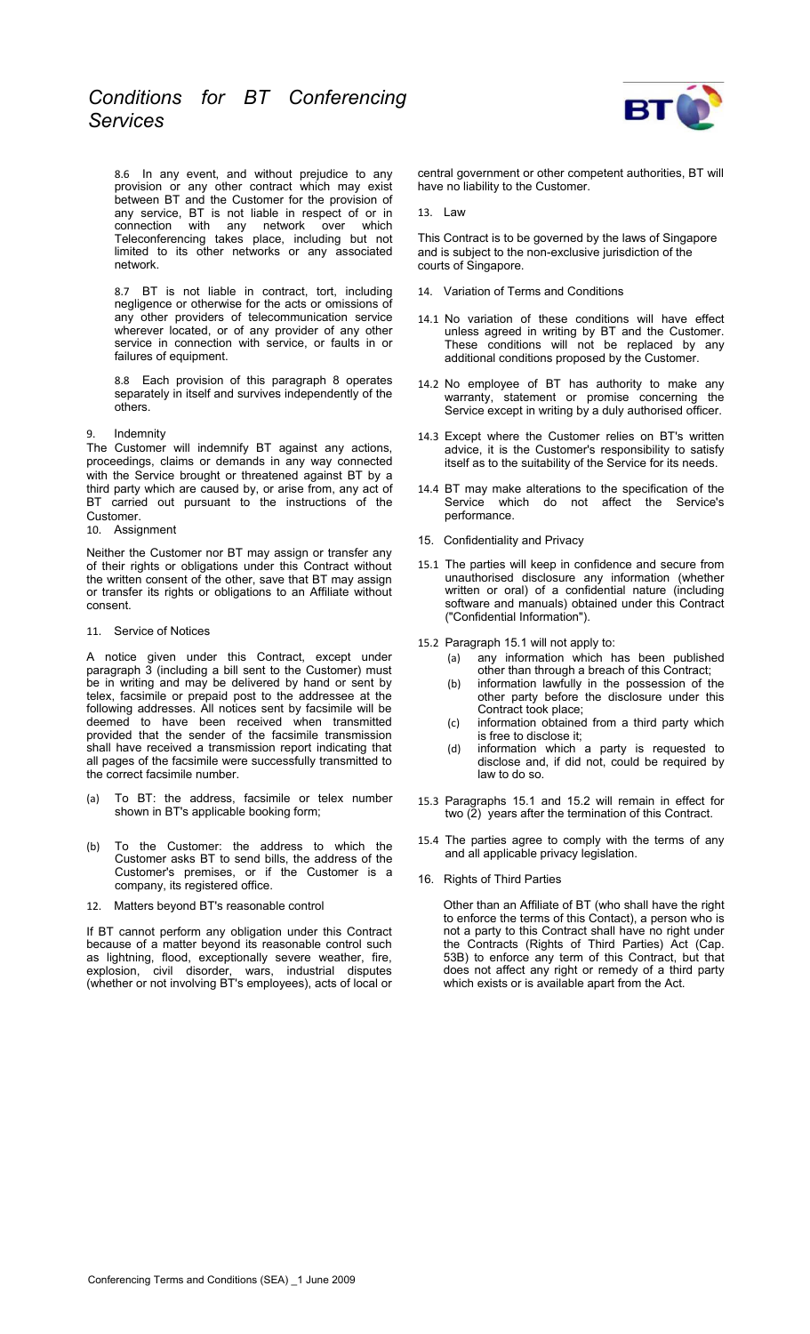8.6 In any event, and without prejudice to any provision or any other contract which may exist between BT and the Customer for the provision of any service, BT is not liable in respect of or in connection with any network over which Teleconferencing takes place, including but not limited to its other networks or any associated network.

8.7 BT is not liable in contract, tort, including negligence or otherwise for the acts or omissions of any other providers of telecommunication service wherever located, or of any provider of any other service in connection with service, or faults in or failures of equipment.

8.8 Each provision of this paragraph 8 operates separately in itself and survives independently of the others.

## 9. Indemnity

The Customer will indemnify BT against any actions, proceedings, claims or demands in any way connected with the Service brought or threatened against BT by a third party which are caused by, or arise from, any act of BT carried out pursuant to the instructions of the Customer.

## 10. Assignment

Neither the Customer nor BT may assign or transfer any of their rights or obligations under this Contract without the written consent of the other, save that BT may assign or transfer its rights or obligations to an Affiliate without consent.

## 11. Service of Notices

A notice given under this Contract, except under paragraph 3 (including a bill sent to the Customer) must be in writing and may be delivered by hand or sent by telex, facsimile or prepaid post to the addressee at the following addresses. All notices sent by facsimile will be deemed to have been received when transmitted provided that the sender of the facsimile transmission shall have received a transmission report indicating that all pages of the facsimile were successfully transmitted to the correct facsimile number.

(a) To BT: the address, facsimile or telex number shown in BT's applicable booking form;

(b) To the Customer: the address to which the Customer asks BT to send bills, the address of the Customer's premises, or if the Customer is a company, its registered office.

## 12. Matters beyond BT's reasonable control

If BT cannot perform any obligation under this Contract because of a matter beyond its reasonable control such as lightning, flood, exceptionally severe weather, fire, explosion, civil disorder, wars, industrial disputes (whether or not involving BT's employees), acts of local or central government or other competent authorities, BT will have no liability to the Customer.

## 13. Law

This Contract is to be governed by the laws of Singapore and is subject to the non-exclusive jurisdiction of the courts of Singapore.

## 14. Variation of Terms and Conditions

14.1 No variation of these conditions will have effect unless agreed in writing by BT and the Customer. These conditions will not be replaced by any additional conditions proposed by the Customer.

14.2 No employee of BT has authority to make any warranty, statement or promise concerning the Service except in writing by a duly authorised officer.

14.3 Except where the Customer relies on BT's written advice, it is the Customer's responsibility to satisfy itself as to the suitability of the Service for its needs.

14.4 BT may make alterations to the specification of the Service which do not affect the Service's performance.

## 15. Confidentiality and Privacy

15.1 The parties will keep in confidence and secure from unauthorised disclosure any information (whether written or oral) of a confidential nature (including software and manuals) obtained under this Contract ("Confidential Information").

15.2 Paragraph 15.1 will not apply to:

(a) any information which has been published other than through a breach of this Contract;

(b) information lawfully in the possession of the other party before the disclosure under this Contract took place;

(c) information obtained from a third party which is free to disclose it;

(d) information which a party is requested to disclose and, if did not, could be required by law to do so.

15.3 Paragraphs 15.1 and 15.2 will remain in effect for two (2) years after the termination of this Contract.

15.4 The parties agree to comply with the terms of any and all applicable privacy legislation.

## 16. Rights of Third Parties

Other than an Affiliate of BT (who shall have the right to enforce the terms of this Contact), a person who is not a party to this Contract shall have no right under the Contracts (Rights of Third Parties) Act (Cap. 53B) to enforce any term of this Contract, but that does not affect any right or remedy of a third party which exists or is available apart from the Act.